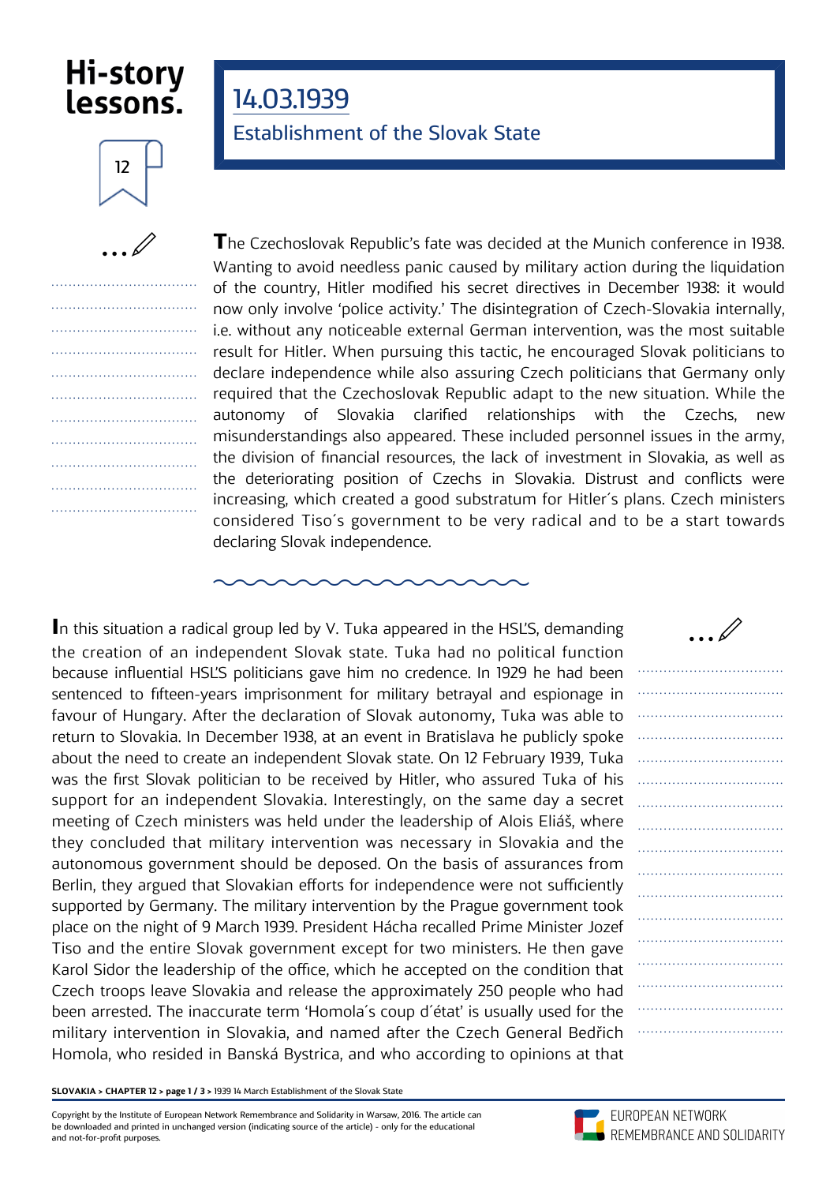Hi-story lessons.

12

# 14.03.1939

## Establishment of the Slovak State

The Czechoslovak Republic's fate was decided at the Munich conference in 1938. Wanting to avoid needless panic caused by military action during the liquidation of the country, Hitler modified his secret directives in December 1938: it would now only involve 'police activity.' The disintegration of Czech-Slovakia internally, i.e. without any noticeable external German intervention, was the most suitable result for Hitler. When pursuing this tactic, he encouraged Slovak politicians to declare independence while also assuring Czech politicians that Germany only required that the Czechoslovak Republic adapt to the new situation. While the autonomy of Slovakia clarified relationships with the Czechs, new misunderstandings also appeared. These included personnel issues in the army, the division of financial resources, the lack of investment in Slovakia, as well as the deteriorating position of Czechs in Slovakia. Distrust and conflicts were increasing, which created a good substratum for Hitler´s plans. Czech ministers considered Tiso´s government to be very radical and to be a start towards declaring Slovak independence.

In this situation a radical group led by V. Tuka appeared in the HSĽS, demanding the creation of an independent Slovak state. Tuka had no political function because influential HSĽS politicians gave him no credence. In 1929 he had been sentenced to fifteen-years imprisonment for military betrayal and espionage in favour of Hungary. After the declaration of Slovak autonomy, Tuka was able to return to Slovakia. In December 1938, at an event in Bratislava he publicly spoke about the need to create an independent Slovak state. On 12 February 1939, Tuka was the first Slovak politician to be received by Hitler, who assured Tuka of his support for an independent Slovakia. Interestingly, on the same day a secret meeting of Czech ministers was held under the leadership of Alois Eliáš, where they concluded that military intervention was necessary in Slovakia and the autonomous government should be deposed. On the basis of assurances from Berlin, they argued that Slovakian efforts for independence were not sufficiently supported by Germany. The military intervention by the Prague government took place on the night of 9 March 1939. President Hácha recalled Prime Minister Jozef Tiso and the entire Slovak government except for two ministers. He then gave Karol Sidor the leadership of the office, which he accepted on the condition that Czech troops leave Slovakia and release the approximately 250 people who had been arrested. The inaccurate term 'Homola´s coup d´état' is usually used for the military intervention in Slovakia, and named after the Czech General Bedřich Homola, who resided in Banská Bystrica, and who according to opinions at that

Copyright by the Institute of European Network Remembrance and Solidarity in Warsaw, 2016. The article can be downloaded and printed in unchanged version (indicating source of the article) - only for the educational and not-for-profit purposes.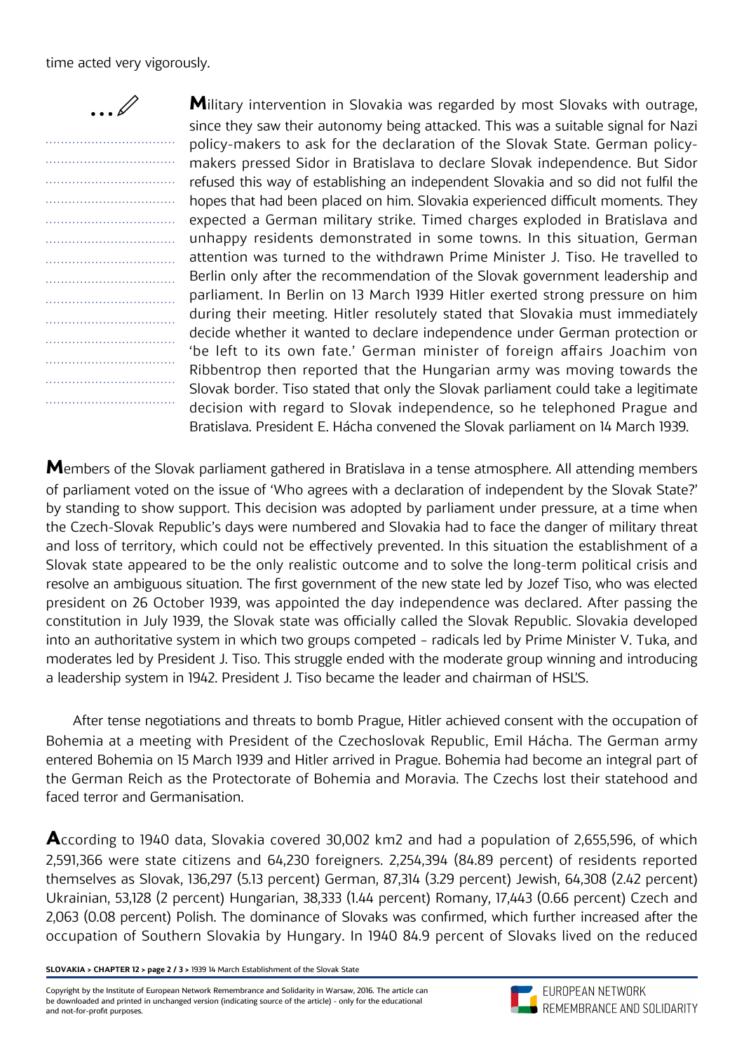time acted very vigorously.

**M**ilitary intervention in Slovakia was regarded by most Slovaks with outrage, since they saw their autonomy being attacked. This was a suitable signal for Nazi policy-makers to ask for the declaration of the Slovak State. German policy-makers pressed Sidor in Bratislava to declare Slovak independence. But Sidor refused this way of establishing an independent Slovakia and so did not fulfil the hopes that had been placed on him. Slovakia experienced difficult moments. They expected a German military strike. Timed charges exploded in Bratislava and unhappy residents demonstrated in some towns. In this situation, German attention was turned to the withdrawn Prime Minister J. Tiso. He travelled to Berlin only after the recommendation of the Slovak government leadership and parliament. In Berlin on 13 March 1939 Hitler exerted strong pressure on him during their meeting. Hitler resolutely stated that Slovakia must immediately decide whether it wanted to declare independence under German protection or 'be left to its own fate.' German minister of foreign affairs Joachim von Ribbentrop then reported that the Hungarian army was moving towards the Slovak border. Tiso stated that only the Slovak parliament could take a legitimate decision with regard to Slovak independence, so he telephoned Prague and Bratislava. President E. Hácha convened the Slovak parliament on 14 March 1939.

**M**embers of the Slovak parliament gathered in Bratislava in a tense atmosphere. All attending members of parliament voted on the issue of 'Who agrees with a declaration of independent by the Slovak State?' by standing to show support. This decision was adopted by parliament under pressure, at a time when the Czech-Slovak Republic's days were numbered and Slovakia had to face the danger of military threat and loss of territory, which could not be effectively prevented. In this situation the establishment of a Slovak state appeared to be the only realistic outcome and to solve the long-term political crisis and resolve an ambiguous situation. The first government of the new state led by Jozef Tiso, who was elected president on 26 October 1939, was appointed the day independence was declared. After passing the constitution in July 1939, the Slovak state was officially called the Slovak Republic. Slovakia developed into an authoritative system in which two groups competed – radicals led by Prime Minister V. Tuka, and moderates led by President J. Tiso. This struggle ended with the moderate group winning and introducing a leadership system in 1942. President J. Tiso became the leader and chairman of HSĽS.

After tense negotiations and threats to bomb Prague, Hitler achieved consent with the occupation of Bohemia at a meeting with President of the Czechoslovak Republic, Emil Hácha. The German army entered Bohemia on 15 March 1939 and Hitler arrived in Prague. Bohemia had become an integral part of the German Reich as the Protectorate of Bohemia and Moravia. The Czechs lost their statehood and faced terror and Germanisation.

**A**ccording to 1940 data, Slovakia covered 30,002 km2 and had a population of 2,655,596, of which 2,591,366 were state citizens and 64,230 foreigners. 2,254,394 (84.89 percent) of residents reported themselves as Slovak, 136,297 (5.13 percent) German, 87,314 (3.29 percent) Jewish, 64,308 (2.42 percent) Ukrainian, 53,128 (2 percent) Hungarian, 38,333 (1.44 percent) Romany, 17,443 (0.66 percent) Czech and 2,063 (0.08 percent) Polish. The dominance of Slovaks was confirmed, which further increased after the occupation of Southern Slovakia by Hungary. In 1940 84.9 percent of Slovaks lived on the reduced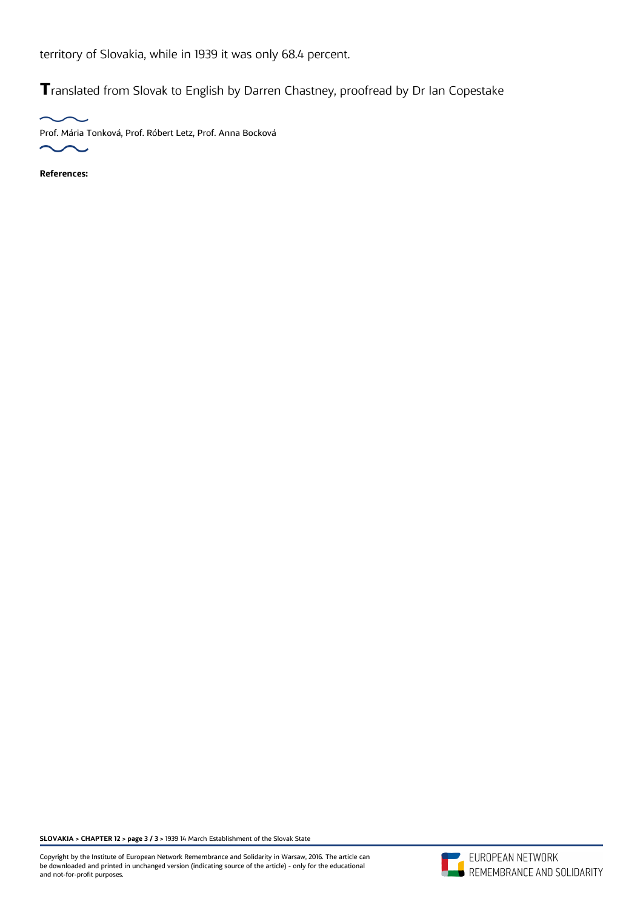territory of Slovakia, while in 1939 it was only 68.4 percent.

**T**ranslated from Slovak to English by Darren Chastney, proofread by Dr Ian Copestake

Prof. Mária Tonková, Prof. Róbert Letz, Prof. Anna Bocková

**References:**